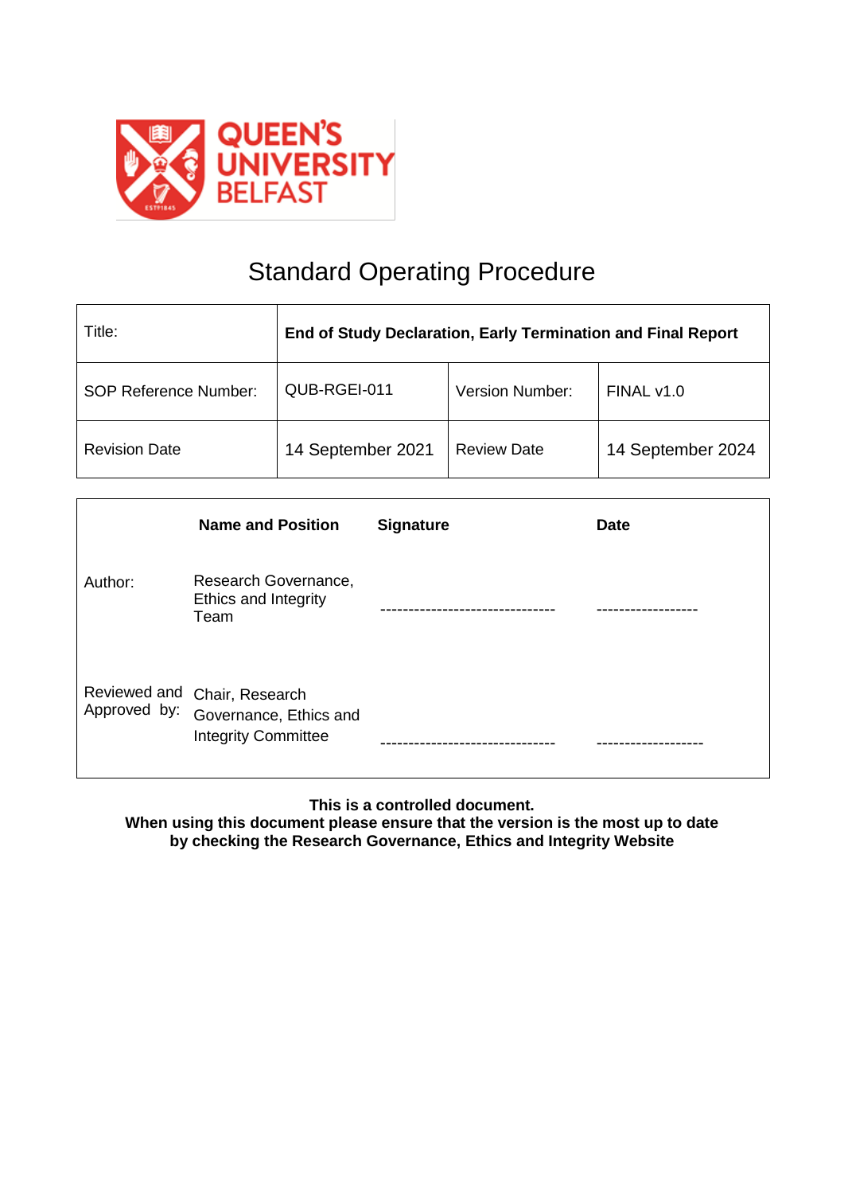QUEEN'S UNIVERSITY BELFAST

# Standard Operating Procedure

| Title: | **End of Study Declaration, Early Termination and Final Report** | | |
|---|---|---|---|
| SOP Reference Number: | QUB-RGEI-011 | Version Number: | FINAL v1.0 |
| Revision Date | 14 September 2021 | Review Date | 14 September 2024 |

| | **Name and Position** | **Signature** | **Date** |
|---|---|---|---|
| Author: | Research Governance, Ethics and Integrity Team | -------------------------------- | ------------------ |
| Reviewed and Approved by: | Chair, Research Governance, Ethics and Integrity Committee | -------------------------------- | ------------------- |

**This is a controlled document.**
**When using this document please ensure that the version is the most up to date by checking the Research Governance, Ethics and Integrity Website**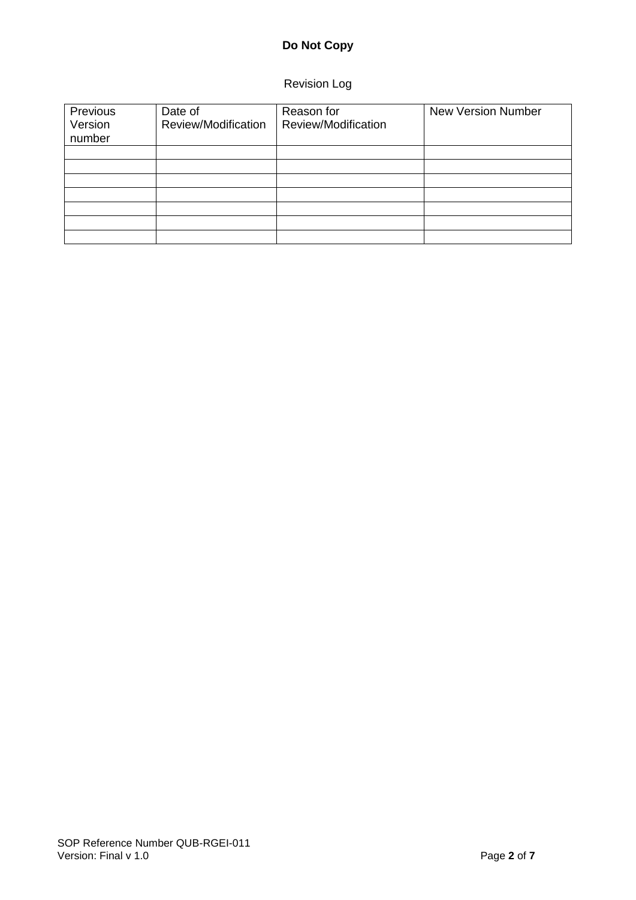**Do Not Copy**

Revision Log

| Previous Version number | Date of Review/Modification | Reason for Review/Modification | New Version Number |
|---|---|---|---|
| | | | |
| | | | |
| | | | |
| | | | |
| | | | |
| | | | |
| | | | |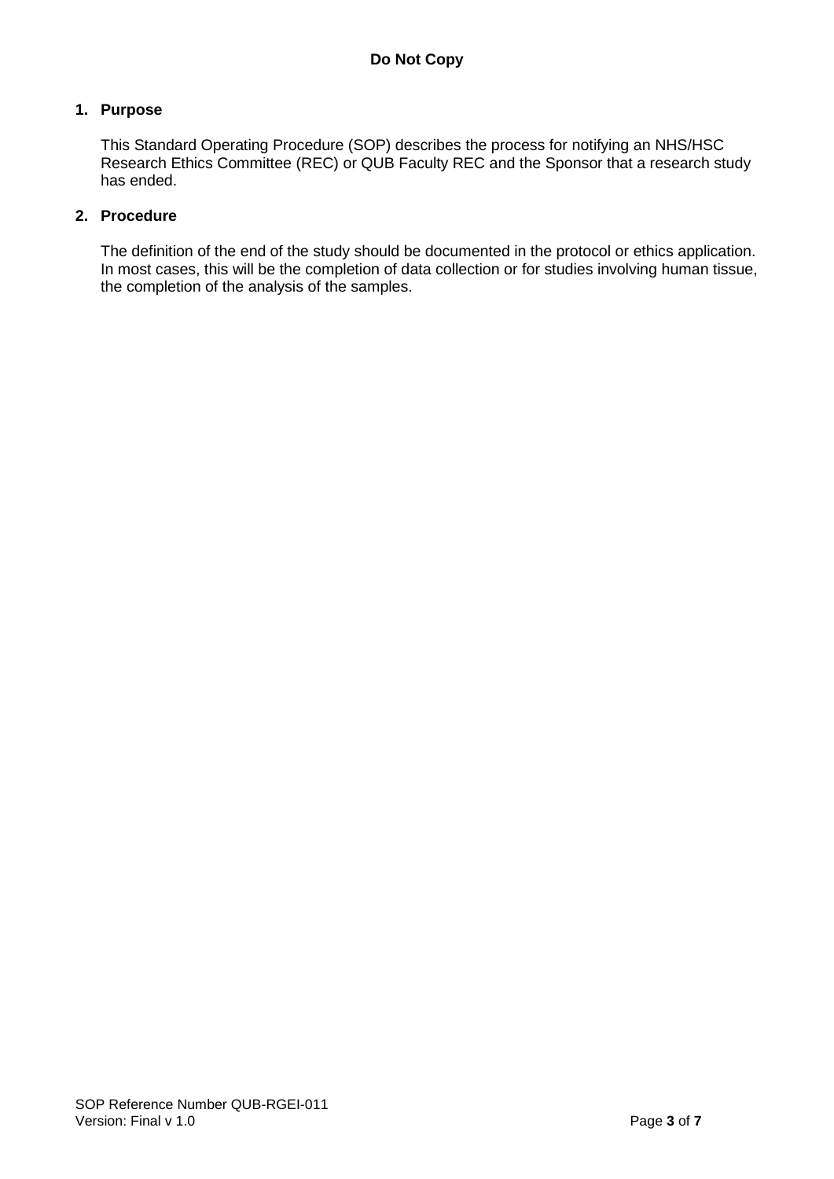## 1. Purpose

This Standard Operating Procedure (SOP) describes the process for notifying an NHS/HSC Research Ethics Committee (REC) or QUB Faculty REC and the Sponsor that a research study has ended.

## 2. Procedure

The definition of the end of the study should be documented in the protocol or ethics application. In most cases, this will be the completion of data collection or for studies involving human tissue, the completion of the analysis of the samples.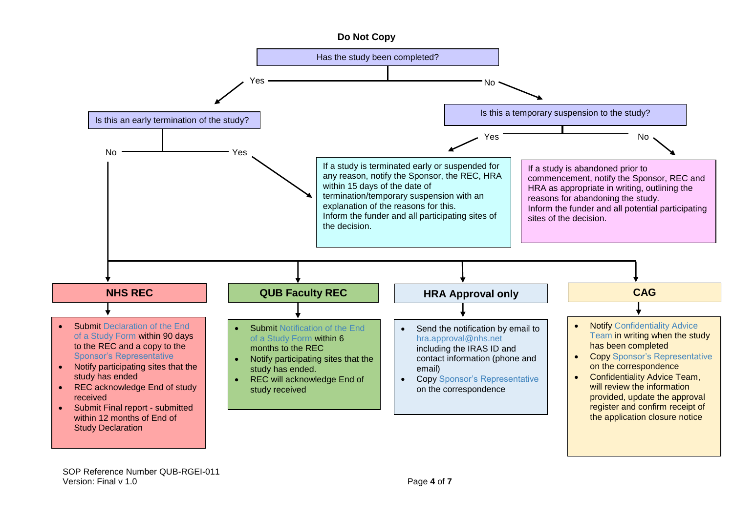**Do Not Copy**

Has the study been completed?

- **Yes** → Is this an early termination of the study?
  - **Yes** → If a study is terminated early or suspended for any reason, notify the Sponsor, the REC, HRA within 15 days of the date of termination/temporary suspension with an explanation of the reasons for this. Inform the funder and all participating sites of the decision.
  - **No** → see NHS REC / QUB Faculty REC / HRA Approval only / CAG below
- **No** → Is this a temporary suspension to the study?
  - **Yes** → If a study is terminated early or suspended for any reason, notify the Sponsor, the REC, HRA within 15 days of the date of termination/temporary suspension with an explanation of the reasons for this. Inform the funder and all participating sites of the decision.
  - **No** → If a study is abandoned prior to commencement, notify the Sponsor, REC and HRA as appropriate in writing, outlining the reasons for abandoning the study. Inform the funder and all potential participating sites of the decision.

## NHS REC

- Submit Declaration of the End of a Study Form within 90 days to the REC and a copy to the Sponsor's Representative
- Notify participating sites that the study has ended
- REC acknowledge End of study received
- Submit Final report - submitted within 12 months of End of Study Declaration

## QUB Faculty REC

- Submit Notification of the End of a Study Form within 6 months to the REC
- Notify participating sites that the study has ended.
- REC will acknowledge End of study received

## HRA Approval only

- Send the notification by email to hra.approval@nhs.net including the IRAS ID and contact information (phone and email)
- Copy Sponsor's Representative on the correspondence

## CAG

- Notify Confidentiality Advice Team in writing when the study has been completed
- Copy Sponsor's Representative on the correspondence
- Confidentiality Advice Team, will review the information provided, update the approval register and confirm receipt of the application closure notice

SOP Reference Number QUB-RGEI-011
Version: Final v 1.0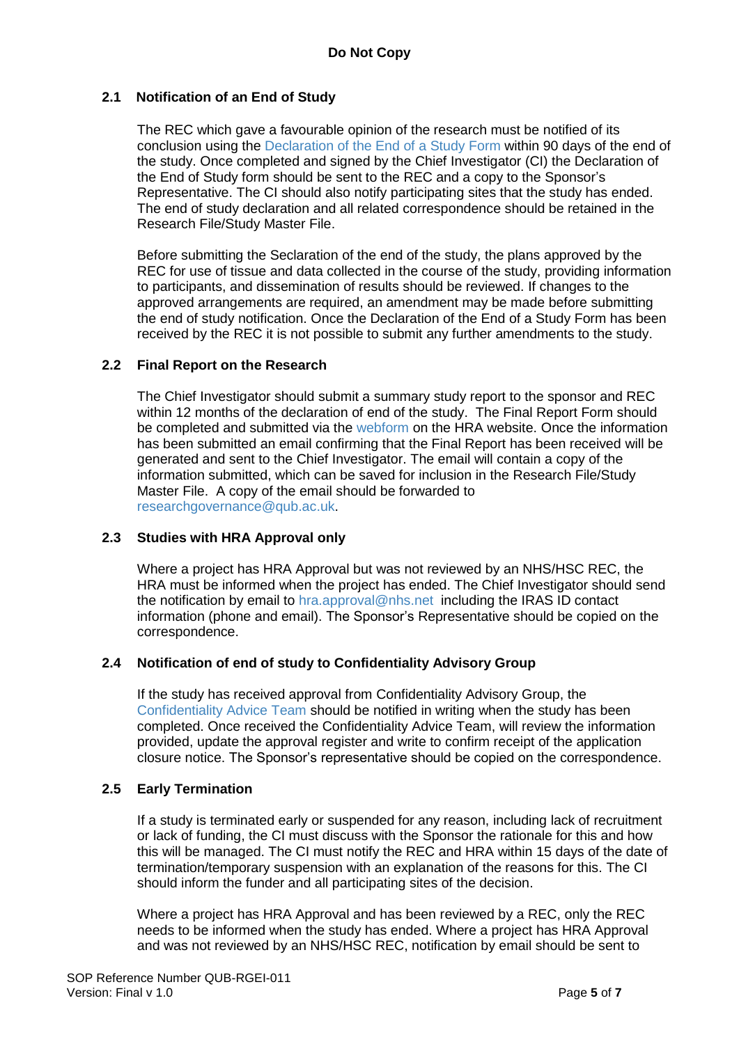## 2.1 Notification of an End of Study

The REC which gave a favourable opinion of the research must be notified of its conclusion using the Declaration of the End of a Study Form within 90 days of the end of the study. Once completed and signed by the Chief Investigator (CI) the Declaration of the End of Study form should be sent to the REC and a copy to the Sponsor's Representative. The CI should also notify participating sites that the study has ended. The end of study declaration and all related correspondence should be retained in the Research File/Study Master File.

Before submitting the Seclaration of the end of the study, the plans approved by the REC for use of tissue and data collected in the course of the study, providing information to participants, and dissemination of results should be reviewed. If changes to the approved arrangements are required, an amendment may be made before submitting the end of study notification. Once the Declaration of the End of a Study Form has been received by the REC it is not possible to submit any further amendments to the study.

## 2.2 Final Report on the Research

The Chief Investigator should submit a summary study report to the sponsor and REC within 12 months of the declaration of end of the study. The Final Report Form should be completed and submitted via the webform on the HRA website. Once the information has been submitted an email confirming that the Final Report has been received will be generated and sent to the Chief Investigator. The email will contain a copy of the information submitted, which can be saved for inclusion in the Research File/Study Master File. A copy of the email should be forwarded to researchgovernance@qub.ac.uk.

## 2.3 Studies with HRA Approval only

Where a project has HRA Approval but was not reviewed by an NHS/HSC REC, the HRA must be informed when the project has ended. The Chief Investigator should send the notification by email to hra.approval@nhs.net including the IRAS ID contact information (phone and email). The Sponsor's Representative should be copied on the correspondence.

## 2.4 Notification of end of study to Confidentiality Advisory Group

If the study has received approval from Confidentiality Advisory Group, the Confidentiality Advice Team should be notified in writing when the study has been completed. Once received the Confidentiality Advice Team, will review the information provided, update the approval register and write to confirm receipt of the application closure notice. The Sponsor's representative should be copied on the correspondence.

## 2.5 Early Termination

If a study is terminated early or suspended for any reason, including lack of recruitment or lack of funding, the CI must discuss with the Sponsor the rationale for this and how this will be managed. The CI must notify the REC and HRA within 15 days of the date of termination/temporary suspension with an explanation of the reasons for this. The CI should inform the funder and all participating sites of the decision.

Where a project has HRA Approval and has been reviewed by a REC, only the REC needs to be informed when the study has ended. Where a project has HRA Approval and was not reviewed by an NHS/HSC REC, notification by email should be sent to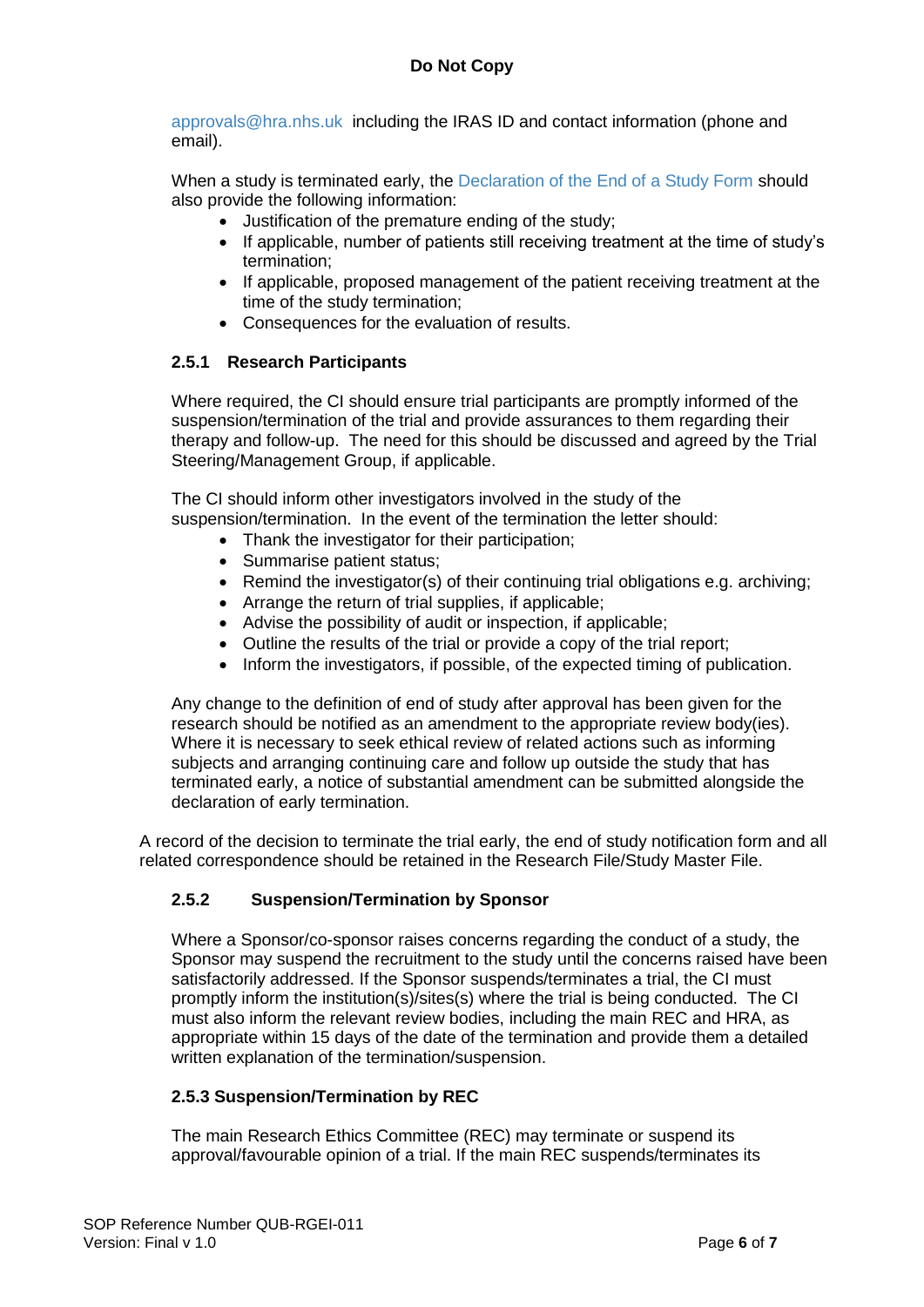approvals@hra.nhs.uk including the IRAS ID and contact information (phone and email).

When a study is terminated early, the Declaration of the End of a Study Form should also provide the following information:

- Justification of the premature ending of the study;
- If applicable, number of patients still receiving treatment at the time of study's termination;
- If applicable, proposed management of the patient receiving treatment at the time of the study termination;
- Consequences for the evaluation of results.

### 2.5.1 Research Participants

Where required, the CI should ensure trial participants are promptly informed of the suspension/termination of the trial and provide assurances to them regarding their therapy and follow-up. The need for this should be discussed and agreed by the Trial Steering/Management Group, if applicable.

The CI should inform other investigators involved in the study of the suspension/termination. In the event of the termination the letter should:

- Thank the investigator for their participation;
- Summarise patient status;
- Remind the investigator(s) of their continuing trial obligations e.g. archiving;
- Arrange the return of trial supplies, if applicable;
- Advise the possibility of audit or inspection, if applicable;
- Outline the results of the trial or provide a copy of the trial report;
- Inform the investigators, if possible, of the expected timing of publication.

Any change to the definition of end of study after approval has been given for the research should be notified as an amendment to the appropriate review body(ies). Where it is necessary to seek ethical review of related actions such as informing subjects and arranging continuing care and follow up outside the study that has terminated early, a notice of substantial amendment can be submitted alongside the declaration of early termination.

A record of the decision to terminate the trial early, the end of study notification form and all related correspondence should be retained in the Research File/Study Master File.

### 2.5.2 Suspension/Termination by Sponsor

Where a Sponsor/co-sponsor raises concerns regarding the conduct of a study, the Sponsor may suspend the recruitment to the study until the concerns raised have been satisfactorily addressed. If the Sponsor suspends/terminates a trial, the CI must promptly inform the institution(s)/sites(s) where the trial is being conducted. The CI must also inform the relevant review bodies, including the main REC and HRA, as appropriate within 15 days of the date of the termination and provide them a detailed written explanation of the termination/suspension.

### 2.5.3 Suspension/Termination by REC

The main Research Ethics Committee (REC) may terminate or suspend its approval/favourable opinion of a trial. If the main REC suspends/terminates its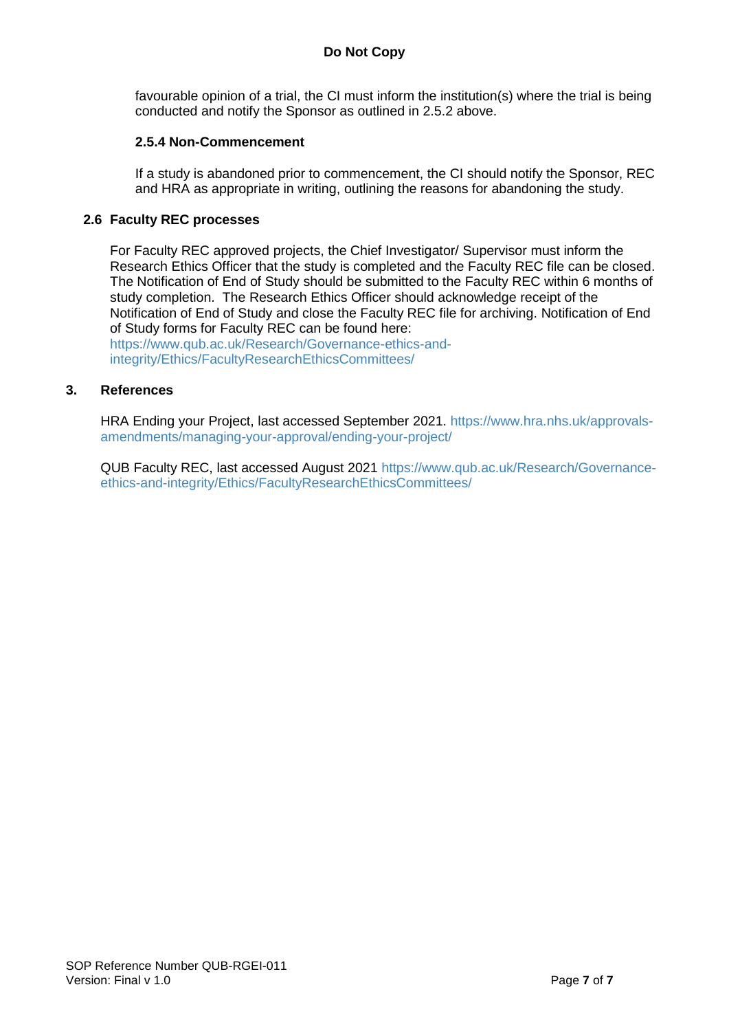favourable opinion of a trial, the CI must inform the institution(s) where the trial is being conducted and notify the Sponsor as outlined in 2.5.2 above.

#### 2.5.4 Non-Commencement

If a study is abandoned prior to commencement, the CI should notify the Sponsor, REC and HRA as appropriate in writing, outlining the reasons for abandoning the study.

### 2.6 Faculty REC processes

For Faculty REC approved projects, the Chief Investigator/ Supervisor must inform the Research Ethics Officer that the study is completed and the Faculty REC file can be closed. The Notification of End of Study should be submitted to the Faculty REC within 6 months of study completion. The Research Ethics Officer should acknowledge receipt of the Notification of End of Study and close the Faculty REC file for archiving. Notification of End of Study forms for Faculty REC can be found here: https://www.qub.ac.uk/Research/Governance-ethics-and-integrity/Ethics/FacultyResearchEthicsCommittees/

## 3. References

HRA Ending your Project, last accessed September 2021. https://www.hra.nhs.uk/approvals-amendments/managing-your-approval/ending-your-project/

QUB Faculty REC, last accessed August 2021 https://www.qub.ac.uk/Research/Governance-ethics-and-integrity/Ethics/FacultyResearchEthicsCommittees/